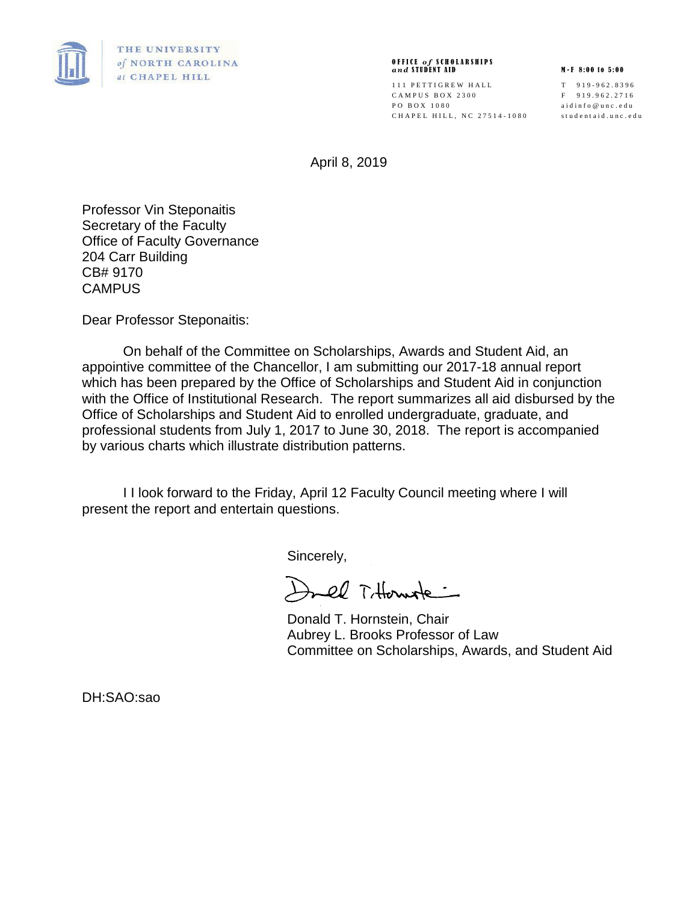THE UNIVERSITY
of NORTH CAROLINA
at CHAPEL HILL

**OFFICE *of* SCHOLARSHIPS**
***and* STUDENT AID**

111 PETTIGREW HALL
CAMPUS BOX 2300
PO BOX 1080
CHAPEL HILL, NC 27514-1080

**M-F 8:00 to 5:00**

T 919-962.8396
F 919.962.2716
aidinfo@unc.edu
studentaid.unc.edu

April 8, 2019

Professor Vin Steponaitis
Secretary of the Faculty
Office of Faculty Governance
204 Carr Building
CB# 9170
CAMPUS

Dear Professor Steponaitis:

On behalf of the Committee on Scholarships, Awards and Student Aid, an appointive committee of the Chancellor, I am submitting our 2017-18 annual report which has been prepared by the Office of Scholarships and Student Aid in conjunction with the Office of Institutional Research. The report summarizes all aid disbursed by the Office of Scholarships and Student Aid to enrolled undergraduate, graduate, and professional students from July 1, 2017 to June 30, 2018. The report is accompanied by various charts which illustrate distribution patterns.

I I look forward to the Friday, April 12 Faculty Council meeting where I will present the report and entertain questions.

Sincerely,

Donald T. Hornstein, Chair
Aubrey L. Brooks Professor of Law
Committee on Scholarships, Awards, and Student Aid

DH:SAO:sao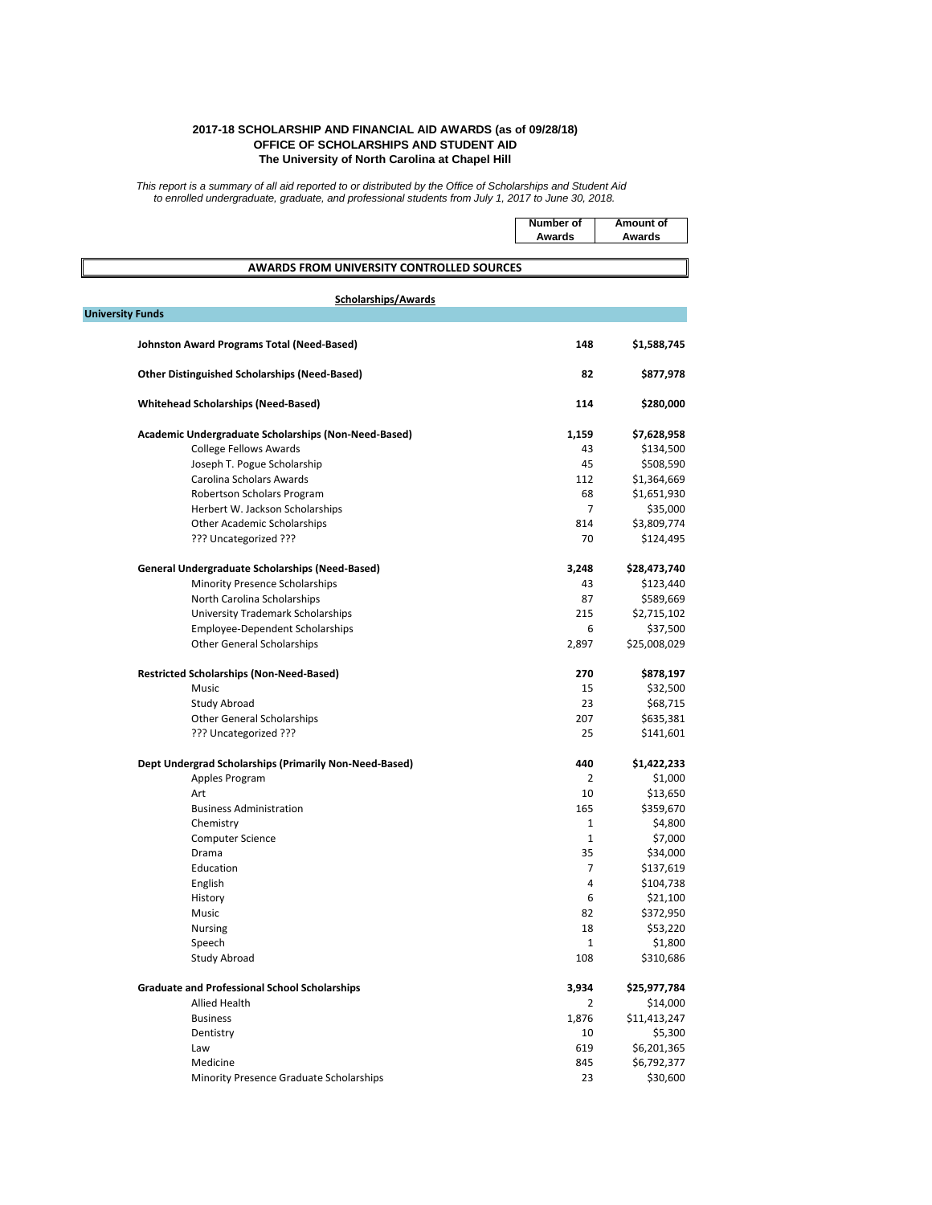**2017-18 SCHOLARSHIP AND FINANCIAL AID AWARDS (as of 09/28/18)**
**OFFICE OF SCHOLARSHIPS AND STUDENT AID**
**The University of North Carolina at Chapel Hill**

*This report is a summary of all aid reported to or distributed by the Office of Scholarships and Student Aid to enrolled undergraduate, graduate, and professional students from July 1, 2017 to June 30, 2018.*

## AWARDS FROM UNIVERSITY CONTROLLED SOURCES

### Scholarships/Awards

| | Number of Awards | Amount of Awards |
|---|---|---|
| **University Funds** | | |
| **Johnston Award Programs Total (Need-Based)** | **148** | **$1,588,745** |
| **Other Distinguished Scholarships (Need-Based)** | **82** | **$877,978** |
| **Whitehead Scholarships (Need-Based)** | **114** | **$280,000** |
| **Academic Undergraduate Scholarships (Non-Need-Based)** | **1,159** | **$7,628,958** |
| College Fellows Awards | 43 | $134,500 |
| Joseph T. Pogue Scholarship | 45 | $508,590 |
| Carolina Scholars Awards | 112 | $1,364,669 |
| Robertson Scholars Program | 68 | $1,651,930 |
| Herbert W. Jackson Scholarships | 7 | $35,000 |
| Other Academic Scholarships | 814 | $3,809,774 |
| ??? Uncategorized ??? | 70 | $124,495 |
| **General Undergraduate Scholarships (Need-Based)** | **3,248** | **$28,473,740** |
| Minority Presence Scholarships | 43 | $123,440 |
| North Carolina Scholarships | 87 | $589,669 |
| University Trademark Scholarships | 215 | $2,715,102 |
| Employee-Dependent Scholarships | 6 | $37,500 |
| Other General Scholarships | 2,897 | $25,008,029 |
| **Restricted Scholarships (Non-Need-Based)** | **270** | **$878,197** |
| Music | 15 | $32,500 |
| Study Abroad | 23 | $68,715 |
| Other General Scholarships | 207 | $635,381 |
| ??? Uncategorized ??? | 25 | $141,601 |
| **Dept Undergrad Scholarships (Primarily Non-Need-Based)** | **440** | **$1,422,233** |
| Apples Program | 2 | $1,000 |
| Art | 10 | $13,650 |
| Business Administration | 165 | $359,670 |
| Chemistry | 1 | $4,800 |
| Computer Science | 1 | $7,000 |
| Drama | 35 | $34,000 |
| Education | 7 | $137,619 |
| English | 4 | $104,738 |
| History | 6 | $21,100 |
| Music | 82 | $372,950 |
| Nursing | 18 | $53,220 |
| Speech | 1 | $1,800 |
| Study Abroad | 108 | $310,686 |
| **Graduate and Professional School Scholarships** | **3,934** | **$25,977,784** |
| Allied Health | 2 | $14,000 |
| Business | 1,876 | $11,413,247 |
| Dentistry | 10 | $5,300 |
| Law | 619 | $6,201,365 |
| Medicine | 845 | $6,792,377 |
| Minority Presence Graduate Scholarships | 23 | $30,600 |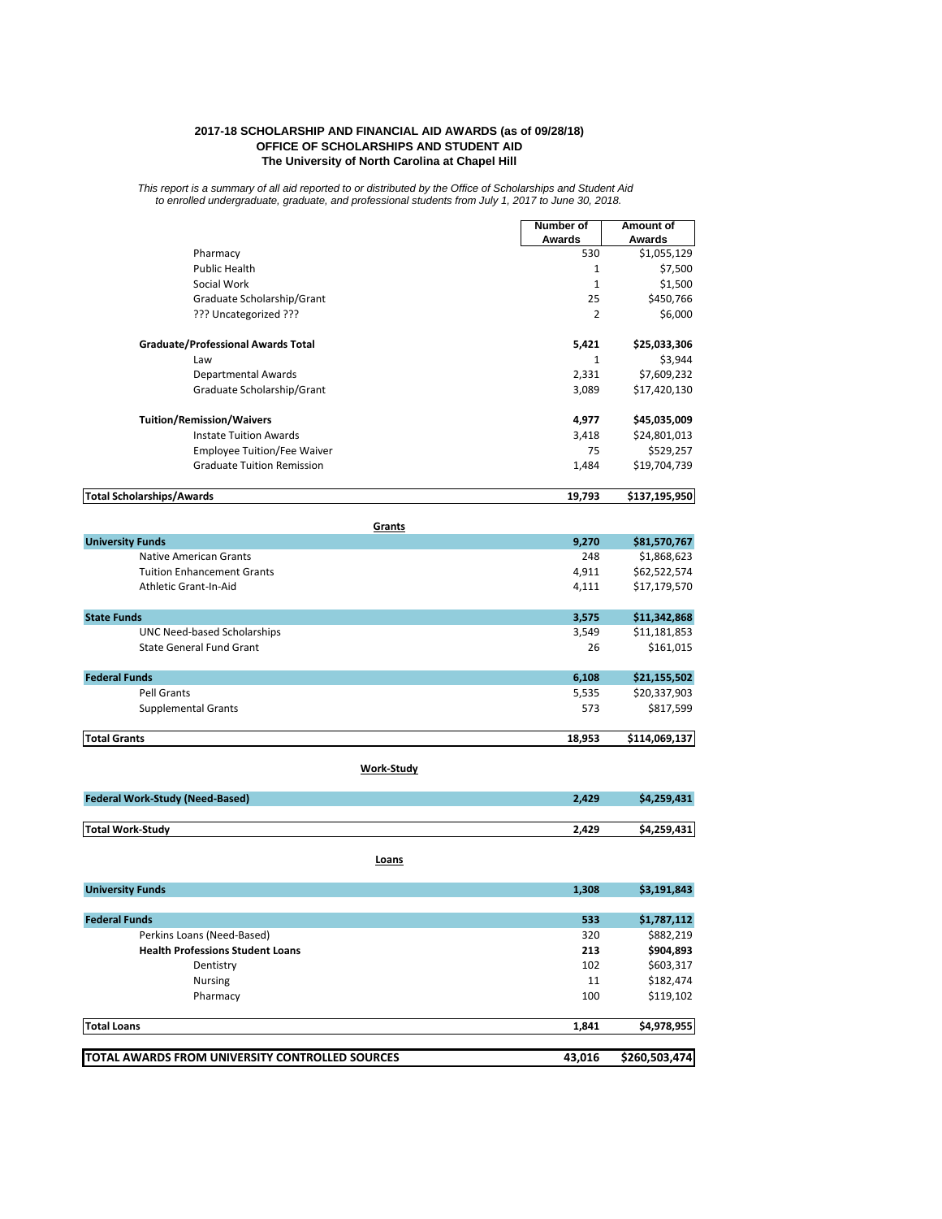**2017-18 SCHOLARSHIP AND FINANCIAL AID AWARDS (as of 09/28/18)**
**OFFICE OF SCHOLARSHIPS AND STUDENT AID**
**The University of North Carolina at Chapel Hill**

*This report is a summary of all aid reported to or distributed by the Office of Scholarships and Student Aid to enrolled undergraduate, graduate, and professional students from July 1, 2017 to June 30, 2018.*

| | Number of Awards | Amount of Awards |
|---|---|---|
| Pharmacy | 530 | $1,055,129 |
| Public Health | 1 | $7,500 |
| Social Work | 1 | $1,500 |
| Graduate Scholarship/Grant | 25 | $450,766 |
| ??? Uncategorized ??? | 2 | $6,000 |
| **Graduate/Professional Awards Total** | **5,421** | **$25,033,306** |
| Law | 1 | $3,944 |
| Departmental Awards | 2,331 | $7,609,232 |
| Graduate Scholarship/Grant | 3,089 | $17,420,130 |
| **Tuition/Remission/Waivers** | **4,977** | **$45,035,009** |
| Instate Tuition Awards | 3,418 | $24,801,013 |
| Employee Tuition/Fee Waiver | 75 | $529,257 |
| Graduate Tuition Remission | 1,484 | $19,704,739 |
| **Total Scholarships/Awards** | **19,793** | **$137,195,950** |
| **Grants** | | |
| **University Funds** | **9,270** | **$81,570,767** |
| Native American Grants | 248 | $1,868,623 |
| Tuition Enhancement Grants | 4,911 | $62,522,574 |
| Athletic Grant-In-Aid | 4,111 | $17,179,570 |
| **State Funds** | **3,575** | **$11,342,868** |
| UNC Need-based Scholarships | 3,549 | $11,181,853 |
| State General Fund Grant | 26 | $161,015 |
| **Federal Funds** | **6,108** | **$21,155,502** |
| Pell Grants | 5,535 | $20,337,903 |
| Supplemental Grants | 573 | $817,599 |
| **Total Grants** | **18,953** | **$114,069,137** |
| **Work-Study** | | |
| **Federal Work-Study (Need-Based)** | **2,429** | **$4,259,431** |
| **Total Work-Study** | **2,429** | **$4,259,431** |
| **Loans** | | |
| **University Funds** | **1,308** | **$3,191,843** |
| **Federal Funds** | **533** | **$1,787,112** |
| Perkins Loans (Need-Based) | 320 | $882,219 |
| **Health Professions Student Loans** | **213** | **$904,893** |
| Dentistry | 102 | $603,317 |
| Nursing | 11 | $182,474 |
| Pharmacy | 100 | $119,102 |
| **Total Loans** | **1,841** | **$4,978,955** |
| **TOTAL AWARDS FROM UNIVERSITY CONTROLLED SOURCES** | **43,016** | **$260,503,474** |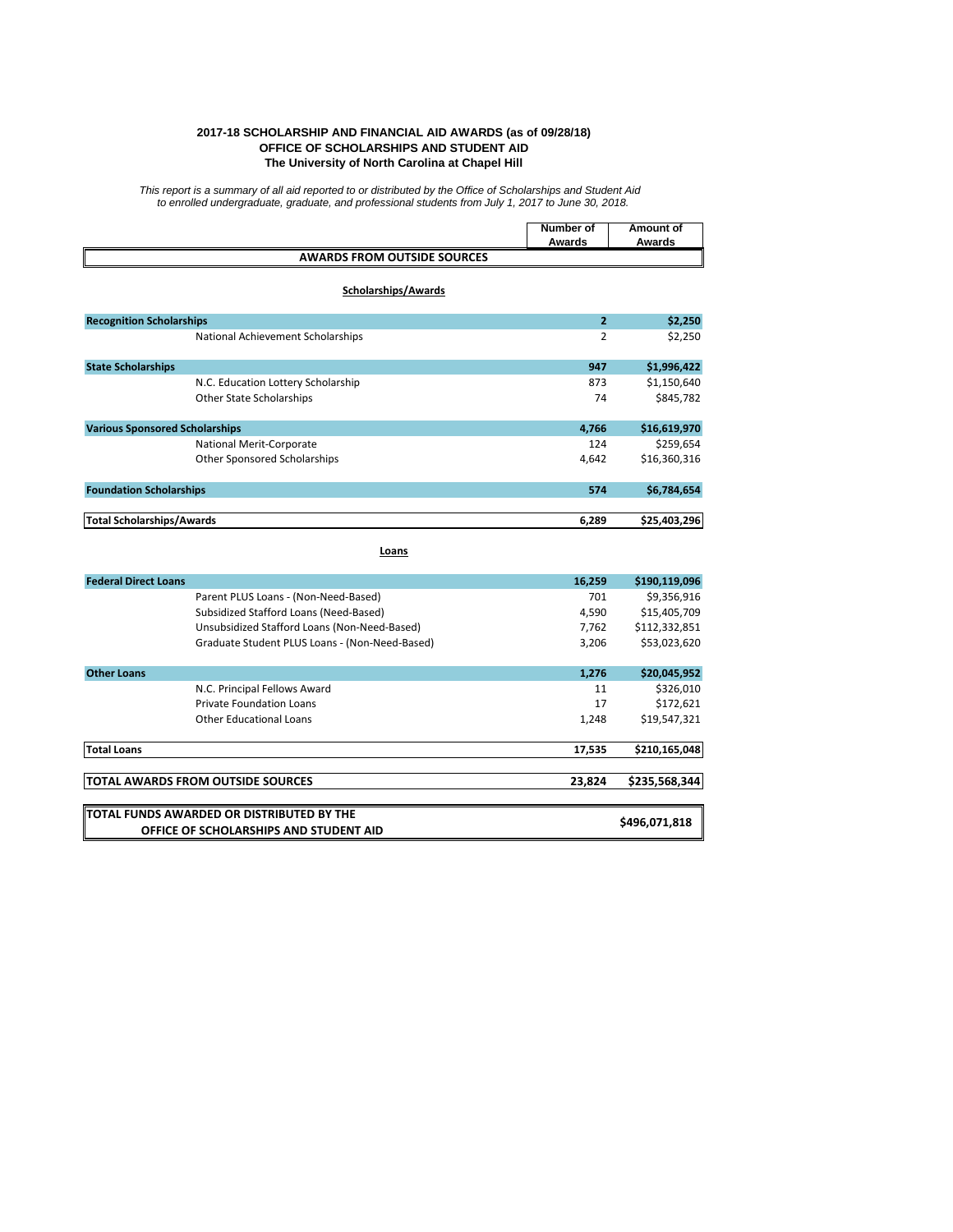**2017-18 SCHOLARSHIP AND FINANCIAL AID AWARDS (as of 09/28/18)**
**OFFICE OF SCHOLARSHIPS AND STUDENT AID**
**The University of North Carolina at Chapel Hill**

*This report is a summary of all aid reported to or distributed by the Office of Scholarships and Student Aid to enrolled undergraduate, graduate, and professional students from July 1, 2017 to June 30, 2018.*

| | Number of Awards | Amount of Awards |
|---|---|---|
| **AWARDS FROM OUTSIDE SOURCES** | | |
| **Scholarships/Awards** | | |
| **Recognition Scholarships** | **2** | **$2,250** |
| National Achievement Scholarships | 2 | $2,250 |
| **State Scholarships** | **947** | **$1,996,422** |
| N.C. Education Lottery Scholarship | 873 | $1,150,640 |
| Other State Scholarships | 74 | $845,782 |
| **Various Sponsored Scholarships** | **4,766** | **$16,619,970** |
| National Merit-Corporate | 124 | $259,654 |
| Other Sponsored Scholarships | 4,642 | $16,360,316 |
| **Foundation Scholarships** | **574** | **$6,784,654** |
| **Total Scholarships/Awards** | **6,289** | **$25,403,296** |
| **Loans** | | |
| **Federal Direct Loans** | **16,259** | **$190,119,096** |
| Parent PLUS Loans - (Non-Need-Based) | 701 | $9,356,916 |
| Subsidized Stafford Loans (Need-Based) | 4,590 | $15,405,709 |
| Unsubsidized Stafford Loans (Non-Need-Based) | 7,762 | $112,332,851 |
| Graduate Student PLUS Loans - (Non-Need-Based) | 3,206 | $53,023,620 |
| **Other Loans** | **1,276** | **$20,045,952** |
| N.C. Principal Fellows Award | 11 | $326,010 |
| Private Foundation Loans | 17 | $172,621 |
| Other Educational Loans | 1,248 | $19,547,321 |
| **Total Loans** | **17,535** | **$210,165,048** |
| **TOTAL AWARDS FROM OUTSIDE SOURCES** | **23,824** | **$235,568,344** |
| **TOTAL FUNDS AWARDED OR DISTRIBUTED BY THE OFFICE OF SCHOLARSHIPS AND STUDENT AID** | | **$496,071,818** |